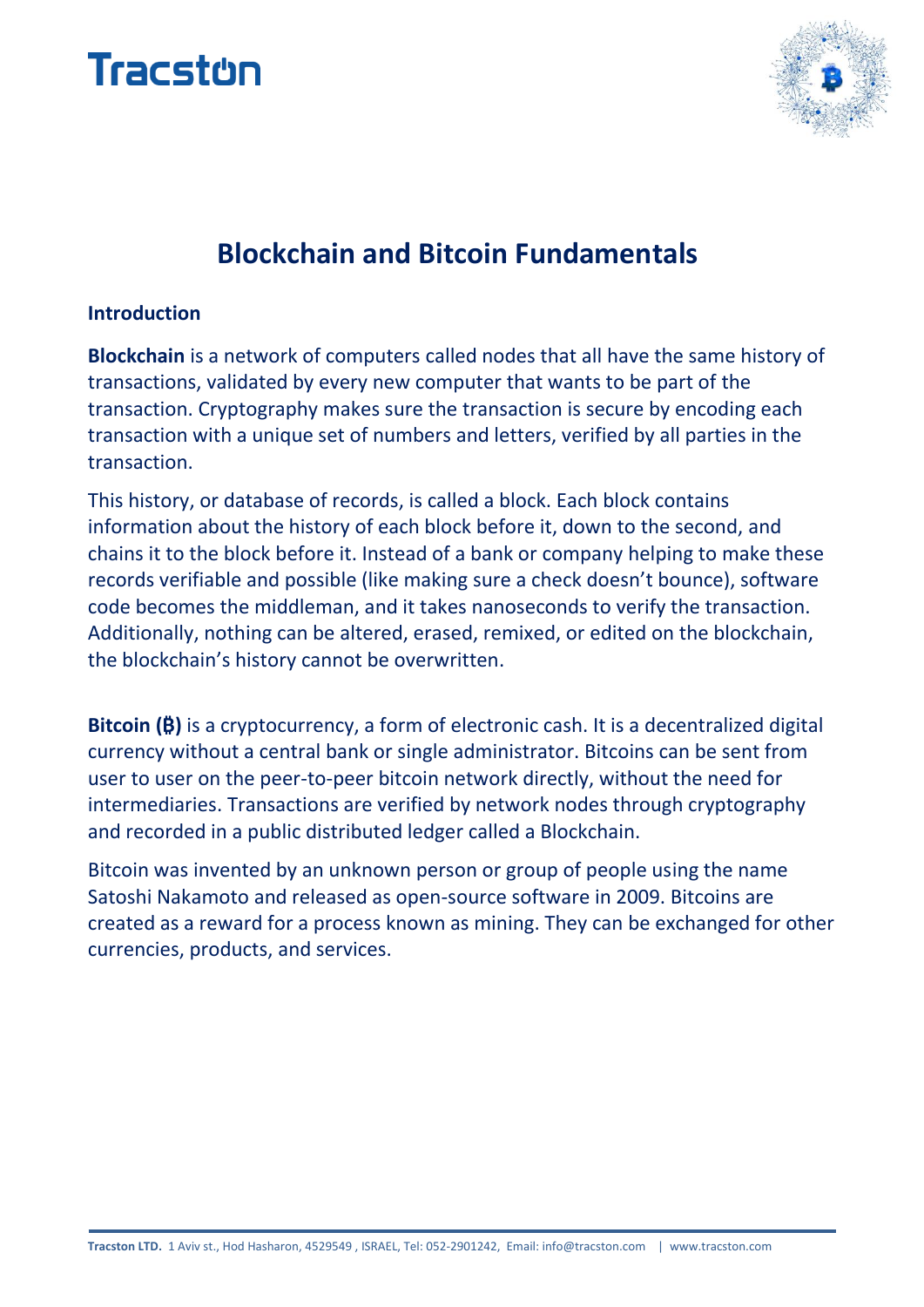Tracston

# Blockchain and Bitcoin Fundamentals

**Introduction**

**Blockchain** is a network of computers called nodes that all have the same history of transactions, validated by every new computer that wants to be part of the transaction. Cryptography makes sure the transaction is secure by encoding each transaction with a unique set of numbers and letters, verified by all parties in the transaction.

This history, or database of records, is called a block. Each block contains information about the history of each block before it, down to the second, and chains it to the block before it. Instead of a bank or company helping to make these records verifiable and possible (like making sure a check doesn't bounce), software code becomes the middleman, and it takes nanoseconds to verify the transaction. Additionally, nothing can be altered, erased, remixed, or edited on the blockchain, the blockchain's history cannot be overwritten.

**Bitcoin (₿)** is a cryptocurrency, a form of electronic cash. It is a decentralized digital currency without a central bank or single administrator. Bitcoins can be sent from user to user on the peer-to-peer bitcoin network directly, without the need for intermediaries. Transactions are verified by network nodes through cryptography and recorded in a public distributed ledger called a Blockchain.

Bitcoin was invented by an unknown person or group of people using the name Satoshi Nakamoto and released as open-source software in 2009. Bitcoins are created as a reward for a process known as mining. They can be exchanged for other currencies, products, and services.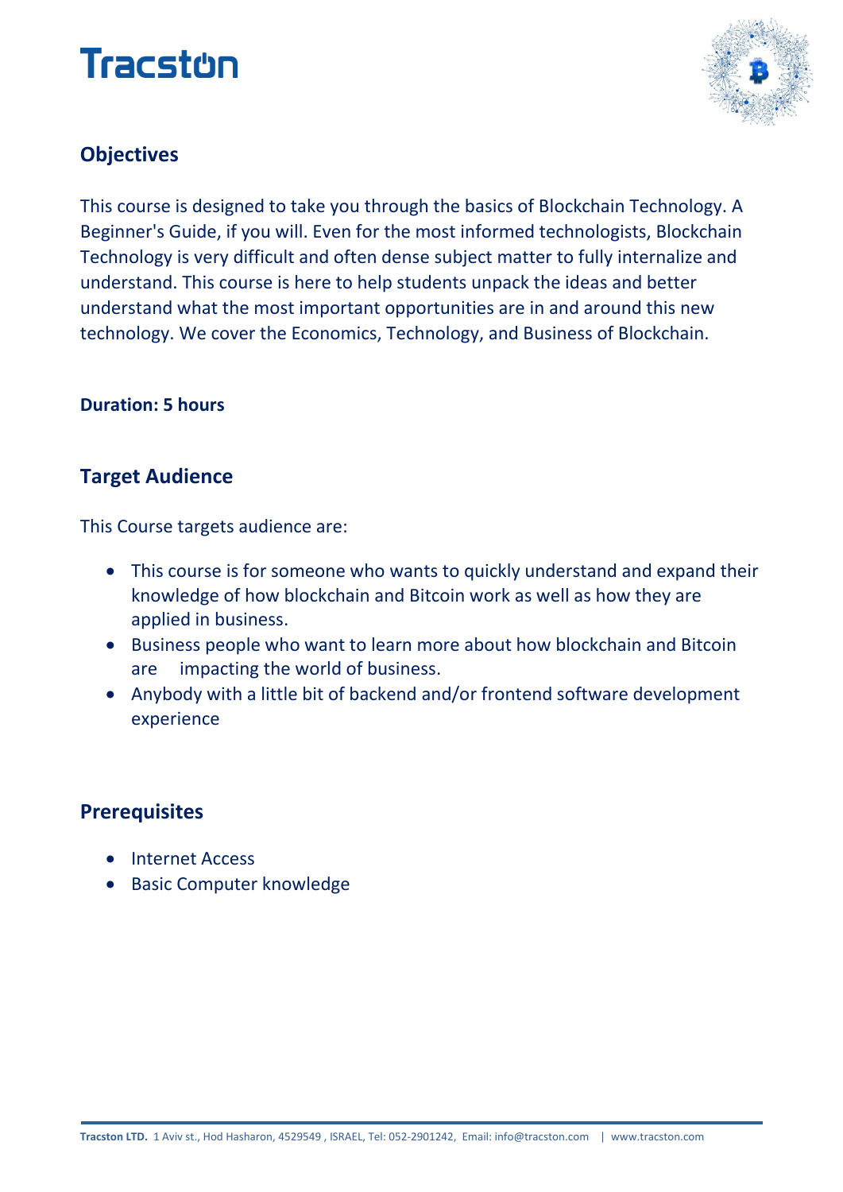## Objectives

This course is designed to take you through the basics of Blockchain Technology. A Beginner's Guide, if you will. Even for the most informed technologists, Blockchain Technology is very difficult and often dense subject matter to fully internalize and understand. This course is here to help students unpack the ideas and better understand what the most important opportunities are in and around this new technology. We cover the Economics, Technology, and Business of Blockchain.

**Duration: 5 hours**

## Target Audience

This Course targets audience are:

- This course is for someone who wants to quickly understand and expand their knowledge of how blockchain and Bitcoin work as well as how they are applied in business.
- Business people who want to learn more about how blockchain and Bitcoin are impacting the world of business.
- Anybody with a little bit of backend and/or frontend software development experience

## Prerequisites

- Internet Access
- Basic Computer knowledge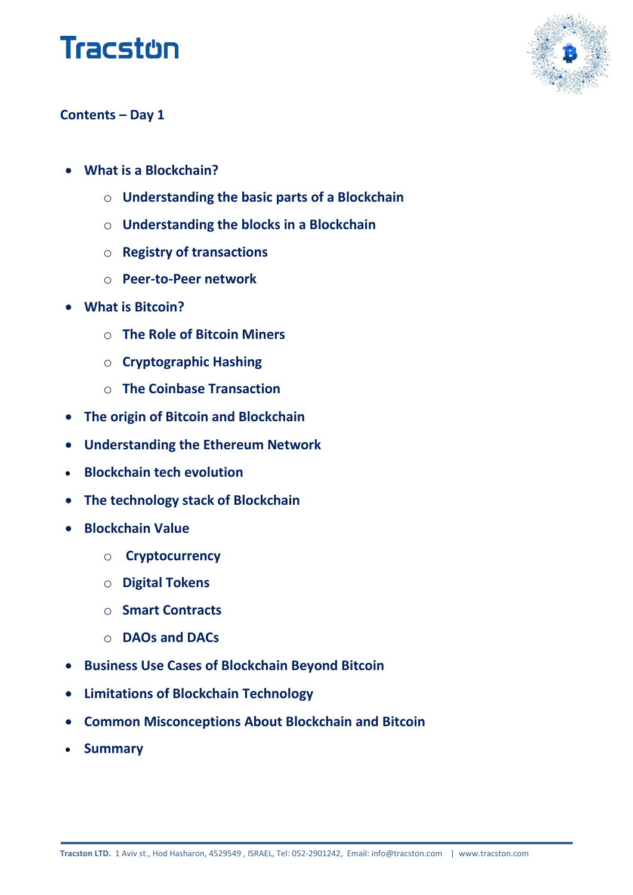# Tracston

**Contents – Day 1**

- **What is a Blockchain?**
  - **Understanding the basic parts of a Blockchain**
  - **Understanding the blocks in a Blockchain**
  - **Registry of transactions**
  - **Peer-to-Peer network**
- **What is Bitcoin?**
  - **The Role of Bitcoin Miners**
  - **Cryptographic Hashing**
  - **The Coinbase Transaction**
- **The origin of Bitcoin and Blockchain**
- **Understanding the Ethereum Network**
- **Blockchain tech evolution**
- **The technology stack of Blockchain**
- **Blockchain Value**
  - **Cryptocurrency**
  - **Digital Tokens**
  - **Smart Contracts**
  - **DAOs and DACs**
- **Business Use Cases of Blockchain Beyond Bitcoin**
- **Limitations of Blockchain Technology**
- **Common Misconceptions About Blockchain and Bitcoin**
- **Summary**